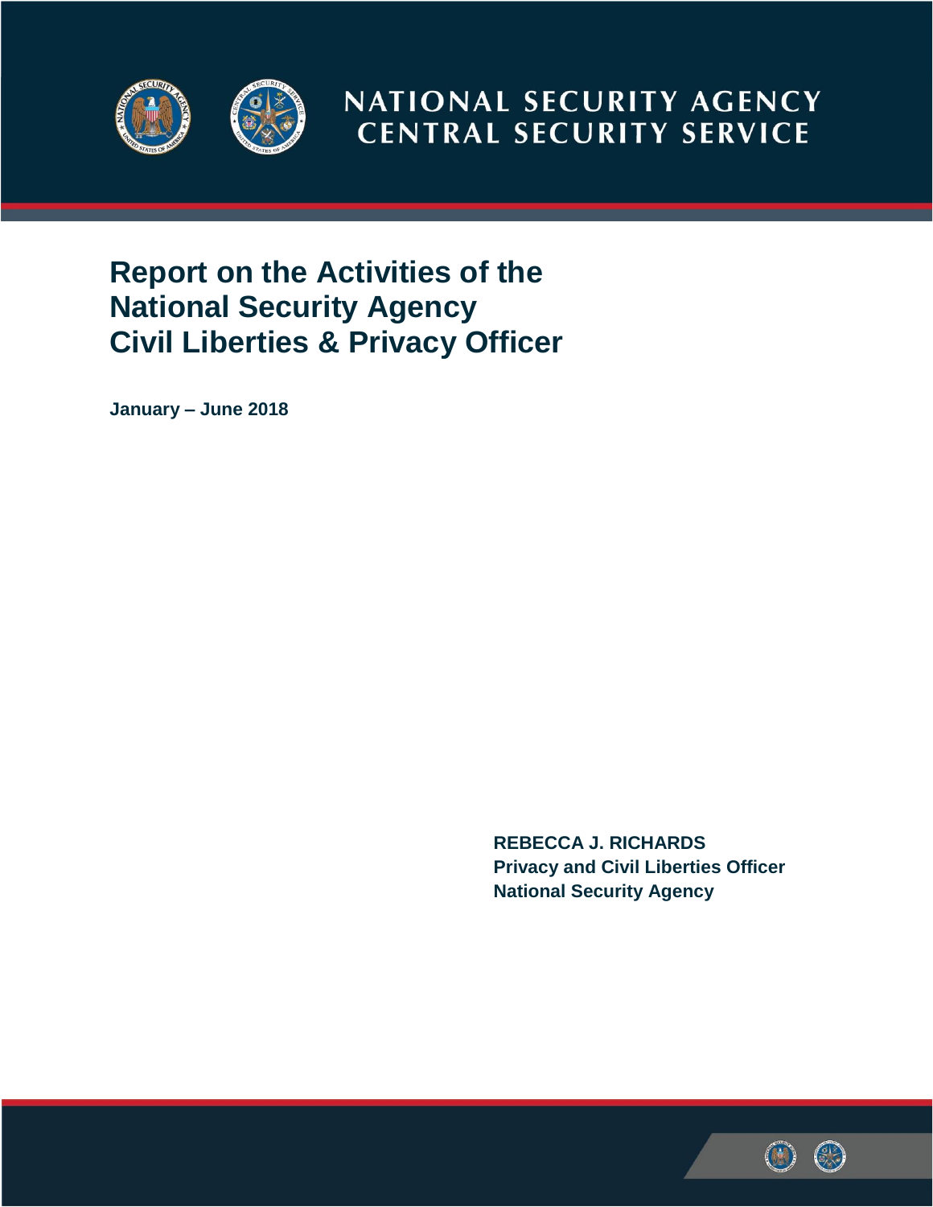NATIONAL SECURITY AGENCY
CENTRAL SECURITY SERVICE

# Report on the Activities of the National Security Agency Civil Liberties & Privacy Officer

**January – June 2018**

**REBECCA J. RICHARDS**
**Privacy and Civil Liberties Officer**
**National Security Agency**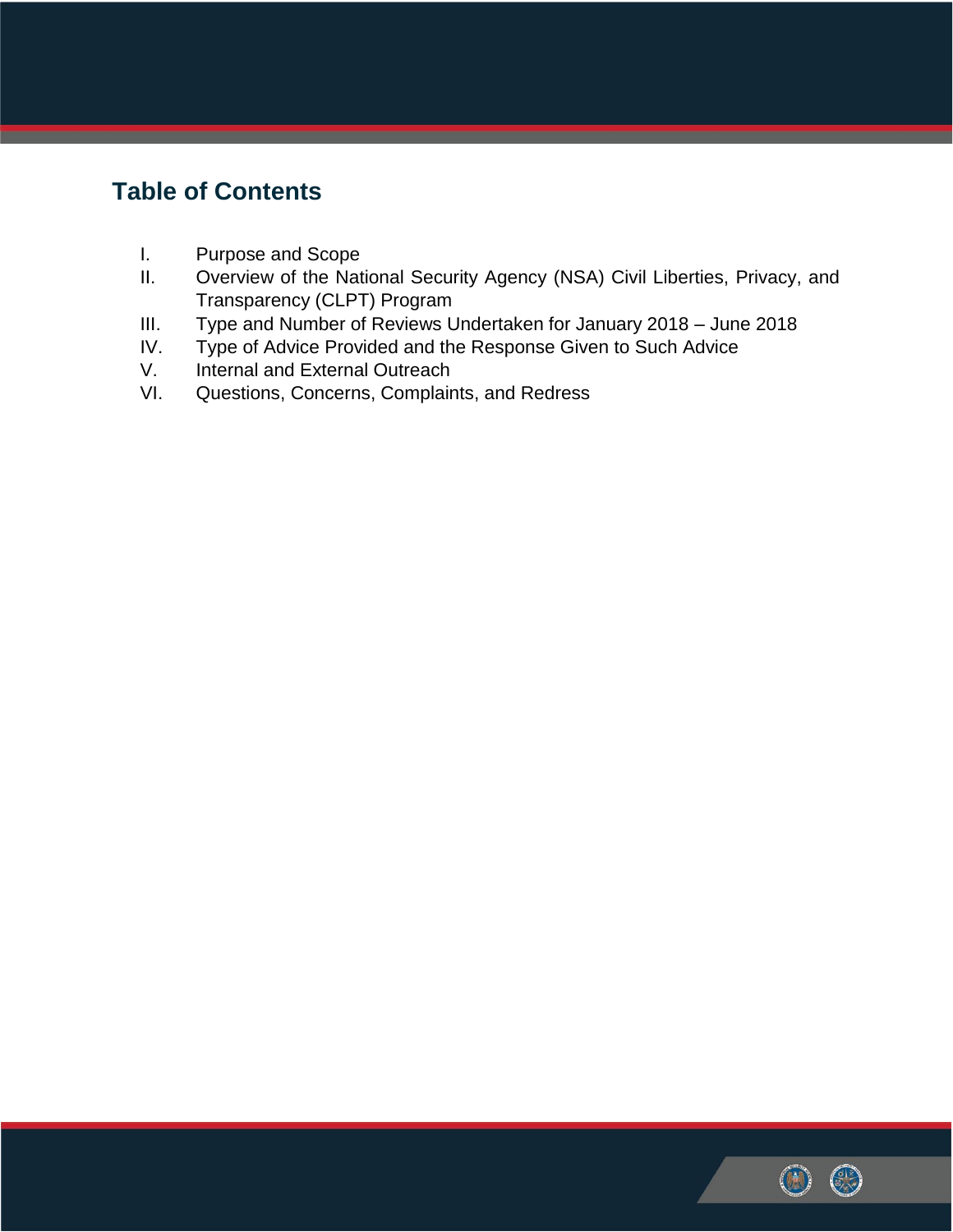## Table of Contents

I. Purpose and Scope

II. Overview of the National Security Agency (NSA) Civil Liberties, Privacy, and Transparency (CLPT) Program

III. Type and Number of Reviews Undertaken for January 2018 – June 2018

IV. Type of Advice Provided and the Response Given to Such Advice

V. Internal and External Outreach

VI. Questions, Concerns, Complaints, and Redress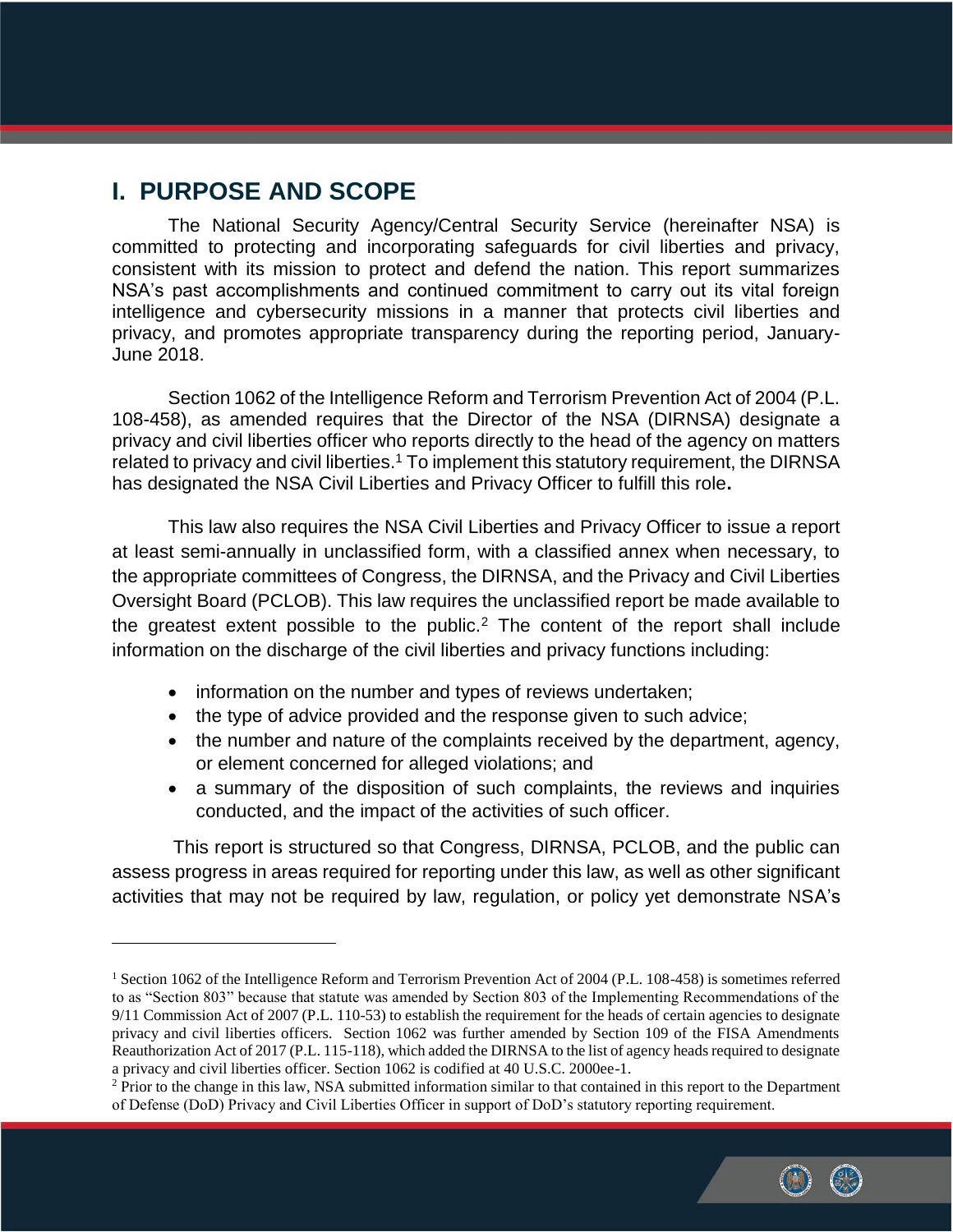# I. PURPOSE AND SCOPE

The National Security Agency/Central Security Service (hereinafter NSA) is committed to protecting and incorporating safeguards for civil liberties and privacy, consistent with its mission to protect and defend the nation. This report summarizes NSA's past accomplishments and continued commitment to carry out its vital foreign intelligence and cybersecurity missions in a manner that protects civil liberties and privacy, and promotes appropriate transparency during the reporting period, January-June 2018.

Section 1062 of the Intelligence Reform and Terrorism Prevention Act of 2004 (P.L. 108-458), as amended requires that the Director of the NSA (DIRNSA) designate a privacy and civil liberties officer who reports directly to the head of the agency on matters related to privacy and civil liberties.[1] To implement this statutory requirement, the DIRNSA has designated the NSA Civil Liberties and Privacy Officer to fulfill this role.

This law also requires the NSA Civil Liberties and Privacy Officer to issue a report at least semi-annually in unclassified form, with a classified annex when necessary, to the appropriate committees of Congress, the DIRNSA, and the Privacy and Civil Liberties Oversight Board (PCLOB). This law requires the unclassified report be made available to the greatest extent possible to the public.[2] The content of the report shall include information on the discharge of the civil liberties and privacy functions including:

- information on the number and types of reviews undertaken;
- the type of advice provided and the response given to such advice;
- the number and nature of the complaints received by the department, agency, or element concerned for alleged violations; and
- a summary of the disposition of such complaints, the reviews and inquiries conducted, and the impact of the activities of such officer.

This report is structured so that Congress, DIRNSA, PCLOB, and the public can assess progress in areas required for reporting under this law, as well as other significant activities that may not be required by law, regulation, or policy yet demonstrate NSA's

---

[1] Section 1062 of the Intelligence Reform and Terrorism Prevention Act of 2004 (P.L. 108-458) is sometimes referred to as "Section 803" because that statute was amended by Section 803 of the Implementing Recommendations of the 9/11 Commission Act of 2007 (P.L. 110-53) to establish the requirement for the heads of certain agencies to designate privacy and civil liberties officers. Section 1062 was further amended by Section 109 of the FISA Amendments Reauthorization Act of 2017 (P.L. 115-118), which added the DIRNSA to the list of agency heads required to designate a privacy and civil liberties officer. Section 1062 is codified at 40 U.S.C. 2000ee-1.

[2] Prior to the change in this law, NSA submitted information similar to that contained in this report to the Department of Defense (DoD) Privacy and Civil Liberties Officer in support of DoD's statutory reporting requirement.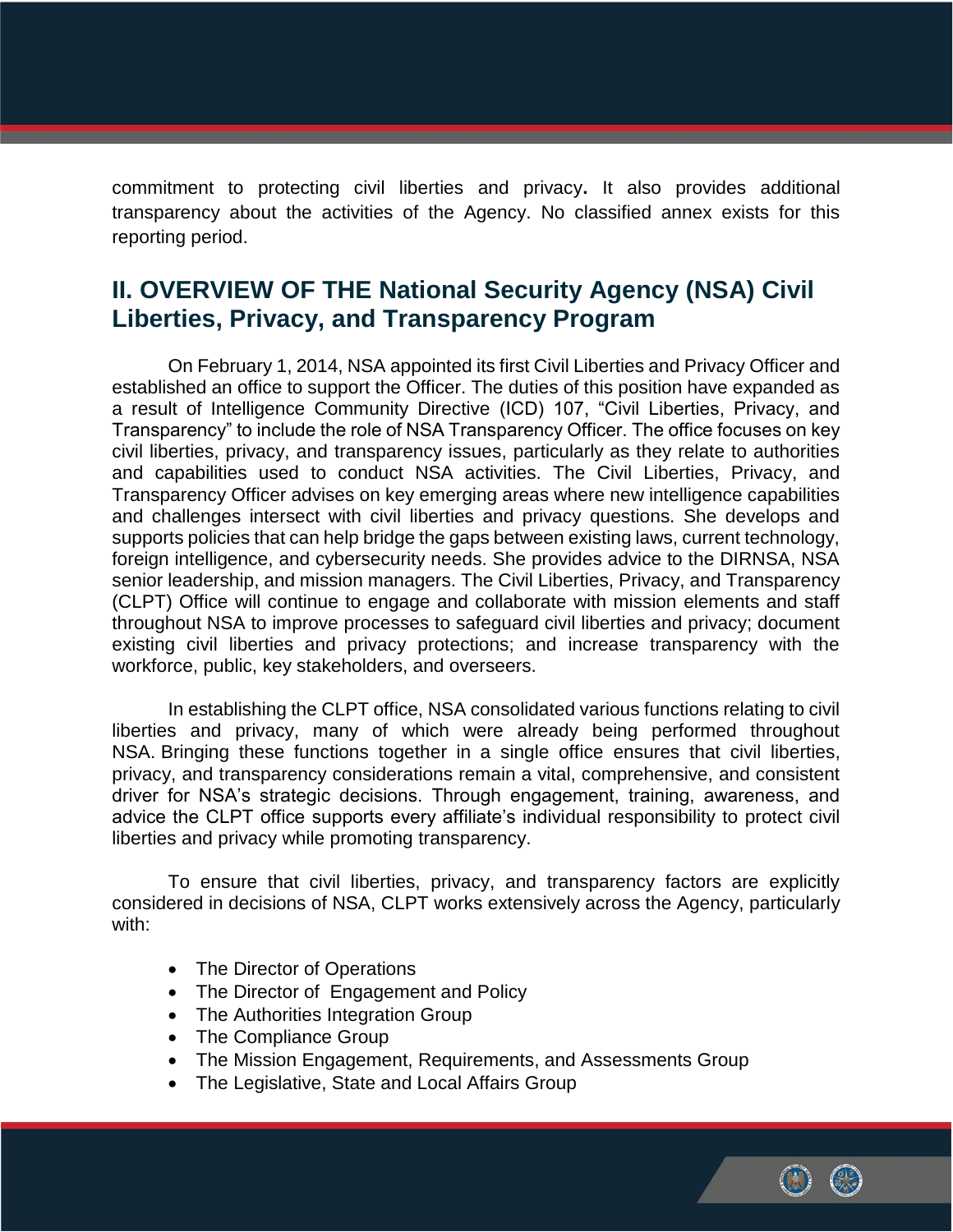commitment to protecting civil liberties and privacy. It also provides additional transparency about the activities of the Agency. No classified annex exists for this reporting period.

## II. OVERVIEW OF THE National Security Agency (NSA) Civil Liberties, Privacy, and Transparency Program

On February 1, 2014, NSA appointed its first Civil Liberties and Privacy Officer and established an office to support the Officer. The duties of this position have expanded as a result of Intelligence Community Directive (ICD) 107, "Civil Liberties, Privacy, and Transparency" to include the role of NSA Transparency Officer. The office focuses on key civil liberties, privacy, and transparency issues, particularly as they relate to authorities and capabilities used to conduct NSA activities. The Civil Liberties, Privacy, and Transparency Officer advises on key emerging areas where new intelligence capabilities and challenges intersect with civil liberties and privacy questions. She develops and supports policies that can help bridge the gaps between existing laws, current technology, foreign intelligence, and cybersecurity needs. She provides advice to the DIRNSA, NSA senior leadership, and mission managers. The Civil Liberties, Privacy, and Transparency (CLPT) Office will continue to engage and collaborate with mission elements and staff throughout NSA to improve processes to safeguard civil liberties and privacy; document existing civil liberties and privacy protections; and increase transparency with the workforce, public, key stakeholders, and overseers.

In establishing the CLPT office, NSA consolidated various functions relating to civil liberties and privacy, many of which were already being performed throughout NSA. Bringing these functions together in a single office ensures that civil liberties, privacy, and transparency considerations remain a vital, comprehensive, and consistent driver for NSA's strategic decisions. Through engagement, training, awareness, and advice the CLPT office supports every affiliate's individual responsibility to protect civil liberties and privacy while promoting transparency.

To ensure that civil liberties, privacy, and transparency factors are explicitly considered in decisions of NSA, CLPT works extensively across the Agency, particularly with:

- The Director of Operations
- The Director of Engagement and Policy
- The Authorities Integration Group
- The Compliance Group
- The Mission Engagement, Requirements, and Assessments Group
- The Legislative, State and Local Affairs Group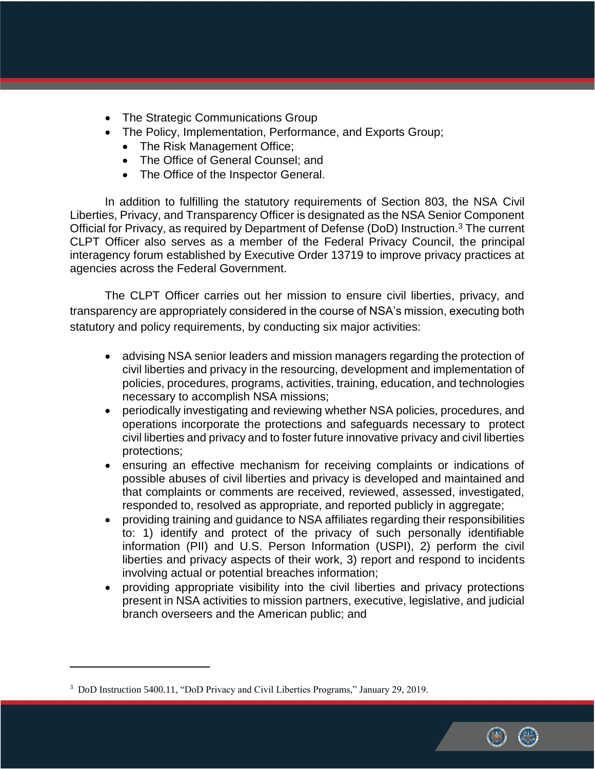- The Strategic Communications Group
- The Policy, Implementation, Performance, and Exports Group;
    - The Risk Management Office;
    - The Office of General Counsel; and
    - The Office of the Inspector General.

In addition to fulfilling the statutory requirements of Section 803, the NSA Civil Liberties, Privacy, and Transparency Officer is designated as the NSA Senior Component Official for Privacy, as required by Department of Defense (DoD) Instruction.[3] The current CLPT Officer also serves as a member of the Federal Privacy Council, the principal interagency forum established by Executive Order 13719 to improve privacy practices at agencies across the Federal Government.

The CLPT Officer carries out her mission to ensure civil liberties, privacy, and transparency are appropriately considered in the course of NSA's mission, executing both statutory and policy requirements, by conducting six major activities:

- advising NSA senior leaders and mission managers regarding the protection of civil liberties and privacy in the resourcing, development and implementation of policies, procedures, programs, activities, training, education, and technologies necessary to accomplish NSA missions;
- periodically investigating and reviewing whether NSA policies, procedures, and operations incorporate the protections and safeguards necessary to protect civil liberties and privacy and to foster future innovative privacy and civil liberties protections;
- ensuring an effective mechanism for receiving complaints or indications of possible abuses of civil liberties and privacy is developed and maintained and that complaints or comments are received, reviewed, assessed, investigated, responded to, resolved as appropriate, and reported publicly in aggregate;
- providing training and guidance to NSA affiliates regarding their responsibilities to: 1) identify and protect of the privacy of such personally identifiable information (PII) and U.S. Person Information (USPI), 2) perform the civil liberties and privacy aspects of their work, 3) report and respond to incidents involving actual or potential breaches information;
- providing appropriate visibility into the civil liberties and privacy protections present in NSA activities to mission partners, executive, legislative, and judicial branch overseers and the American public; and

[3] DoD Instruction 5400.11, "DoD Privacy and Civil Liberties Programs," January 29, 2019.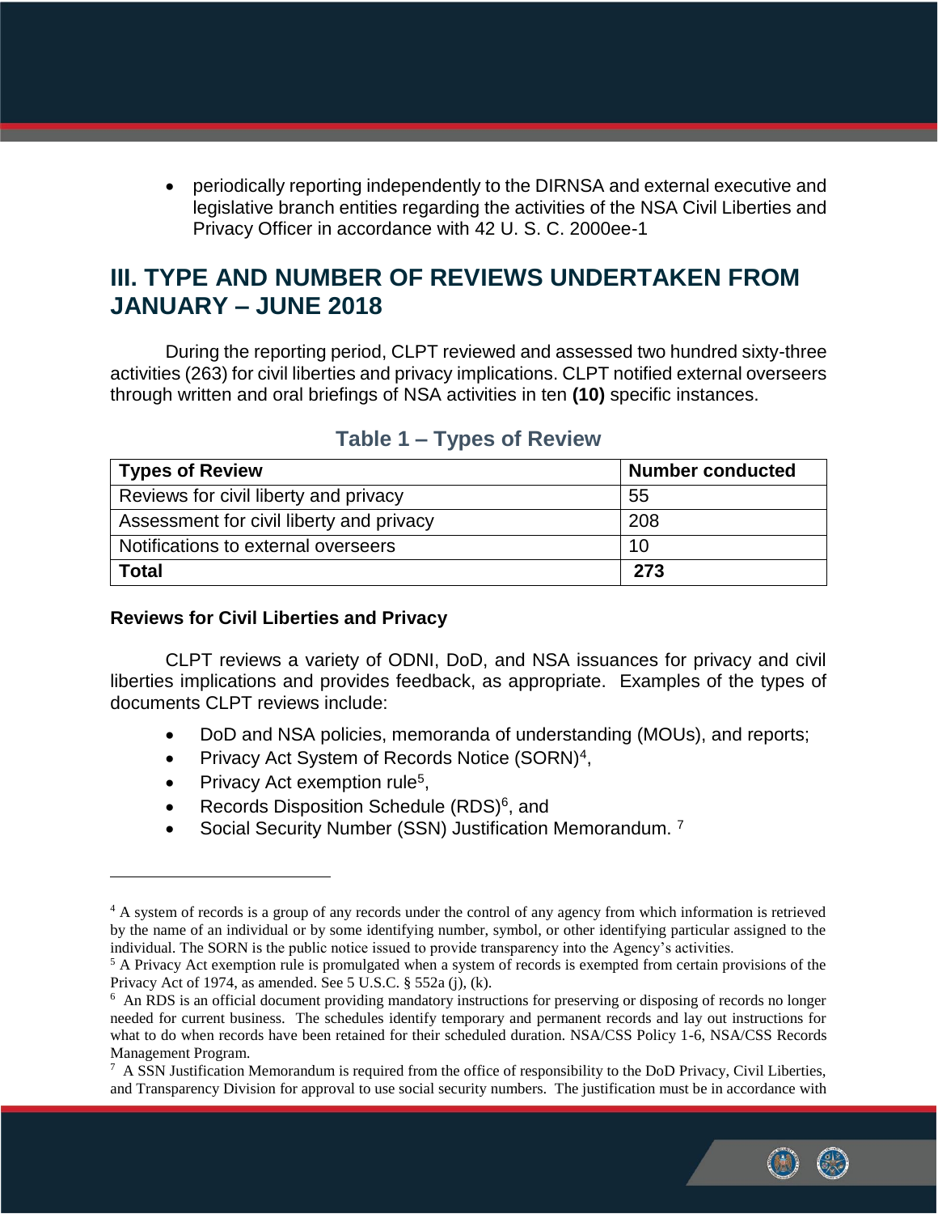- periodically reporting independently to the DIRNSA and external executive and legislative branch entities regarding the activities of the NSA Civil Liberties and Privacy Officer in accordance with 42 U. S. C. 2000ee-1

## III. TYPE AND NUMBER OF REVIEWS UNDERTAKEN FROM JANUARY – JUNE 2018

During the reporting period, CLPT reviewed and assessed two hundred sixty-three activities (263) for civil liberties and privacy implications. CLPT notified external overseers through written and oral briefings of NSA activities in ten **(10)** specific instances.

### Table 1 – Types of Review

| Types of Review | Number conducted |
|---|---|
| Reviews for civil liberty and privacy | 55 |
| Assessment for civil liberty and privacy | 208 |
| Notifications to external overseers | 10 |
| **Total** | **273** |

**Reviews for Civil Liberties and Privacy**

CLPT reviews a variety of ODNI, DoD, and NSA issuances for privacy and civil liberties implications and provides feedback, as appropriate. Examples of the types of documents CLPT reviews include:

- DoD and NSA policies, memoranda of understanding (MOUs), and reports;
- Privacy Act System of Records Notice (SORN)[4],
- Privacy Act exemption rule[5],
- Records Disposition Schedule (RDS)[6], and
- Social Security Number (SSN) Justification Memorandum. [7]

---

[4] A system of records is a group of any records under the control of any agency from which information is retrieved by the name of an individual or by some identifying number, symbol, or other identifying particular assigned to the individual. The SORN is the public notice issued to provide transparency into the Agency's activities.

[5] A Privacy Act exemption rule is promulgated when a system of records is exempted from certain provisions of the Privacy Act of 1974, as amended. See 5 U.S.C. § 552a (j), (k).

[6] An RDS is an official document providing mandatory instructions for preserving or disposing of records no longer needed for current business. The schedules identify temporary and permanent records and lay out instructions for what to do when records have been retained for their scheduled duration. NSA/CSS Policy 1-6, NSA/CSS Records Management Program.

[7] A SSN Justification Memorandum is required from the office of responsibility to the DoD Privacy, Civil Liberties, and Transparency Division for approval to use social security numbers. The justification must be in accordance with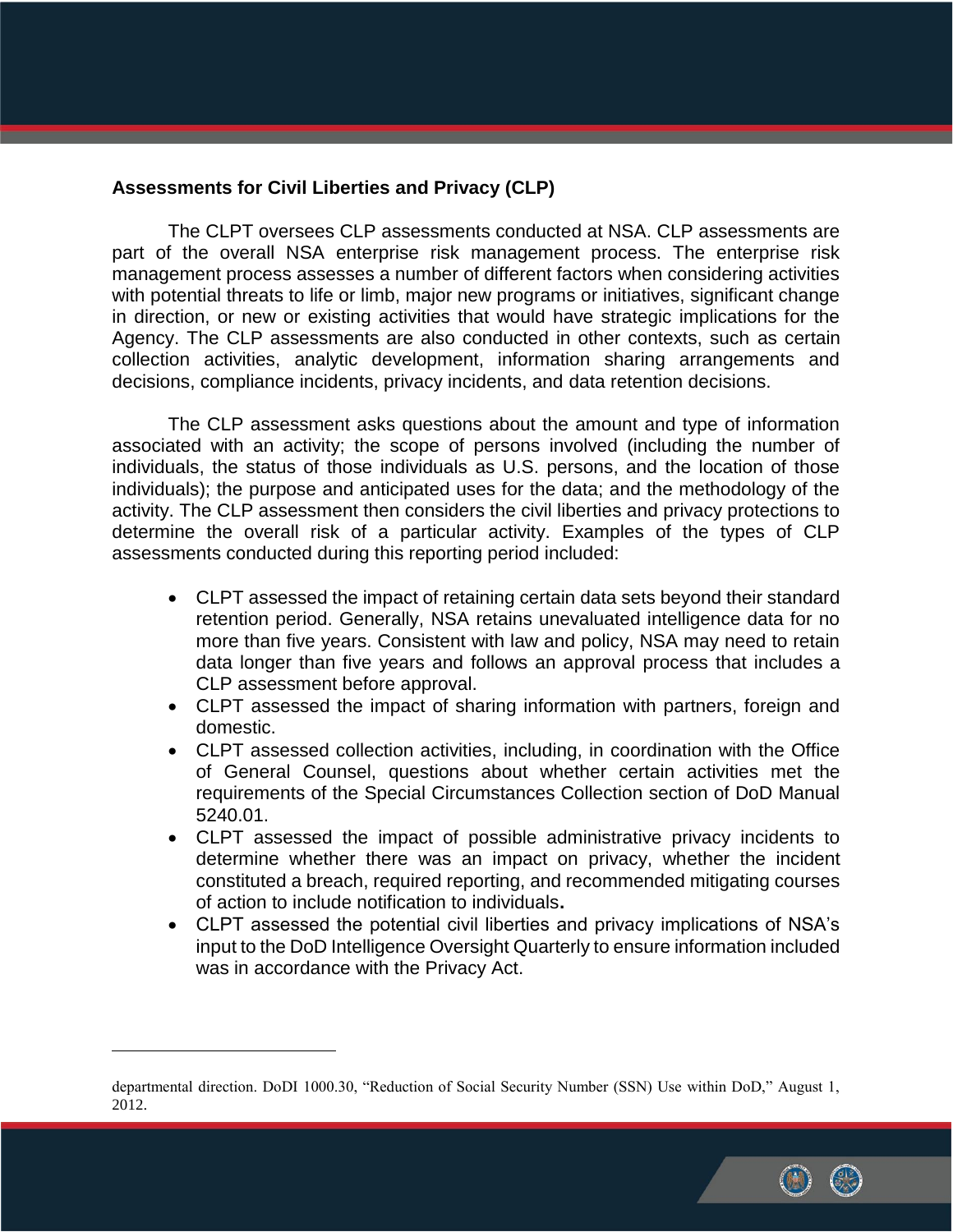**Assessments for Civil Liberties and Privacy (CLP)**

The CLPT oversees CLP assessments conducted at NSA. CLP assessments are part of the overall NSA enterprise risk management process. The enterprise risk management process assesses a number of different factors when considering activities with potential threats to life or limb, major new programs or initiatives, significant change in direction, or new or existing activities that would have strategic implications for the Agency. The CLP assessments are also conducted in other contexts, such as certain collection activities, analytic development, information sharing arrangements and decisions, compliance incidents, privacy incidents, and data retention decisions.

The CLP assessment asks questions about the amount and type of information associated with an activity; the scope of persons involved (including the number of individuals, the status of those individuals as U.S. persons, and the location of those individuals); the purpose and anticipated uses for the data; and the methodology of the activity. The CLP assessment then considers the civil liberties and privacy protections to determine the overall risk of a particular activity. Examples of the types of CLP assessments conducted during this reporting period included:

- CLPT assessed the impact of retaining certain data sets beyond their standard retention period. Generally, NSA retains unevaluated intelligence data for no more than five years. Consistent with law and policy, NSA may need to retain data longer than five years and follows an approval process that includes a CLP assessment before approval.
- CLPT assessed the impact of sharing information with partners, foreign and domestic.
- CLPT assessed collection activities, including, in coordination with the Office of General Counsel, questions about whether certain activities met the requirements of the Special Circumstances Collection section of DoD Manual 5240.01.
- CLPT assessed the impact of possible administrative privacy incidents to determine whether there was an impact on privacy, whether the incident constituted a breach, required reporting, and recommended mitigating courses of action to include notification to individuals**.**
- CLPT assessed the potential civil liberties and privacy implications of NSA's input to the DoD Intelligence Oversight Quarterly to ensure information included was in accordance with the Privacy Act.

---

departmental direction. DoDI 1000.30, "Reduction of Social Security Number (SSN) Use within DoD," August 1, 2012.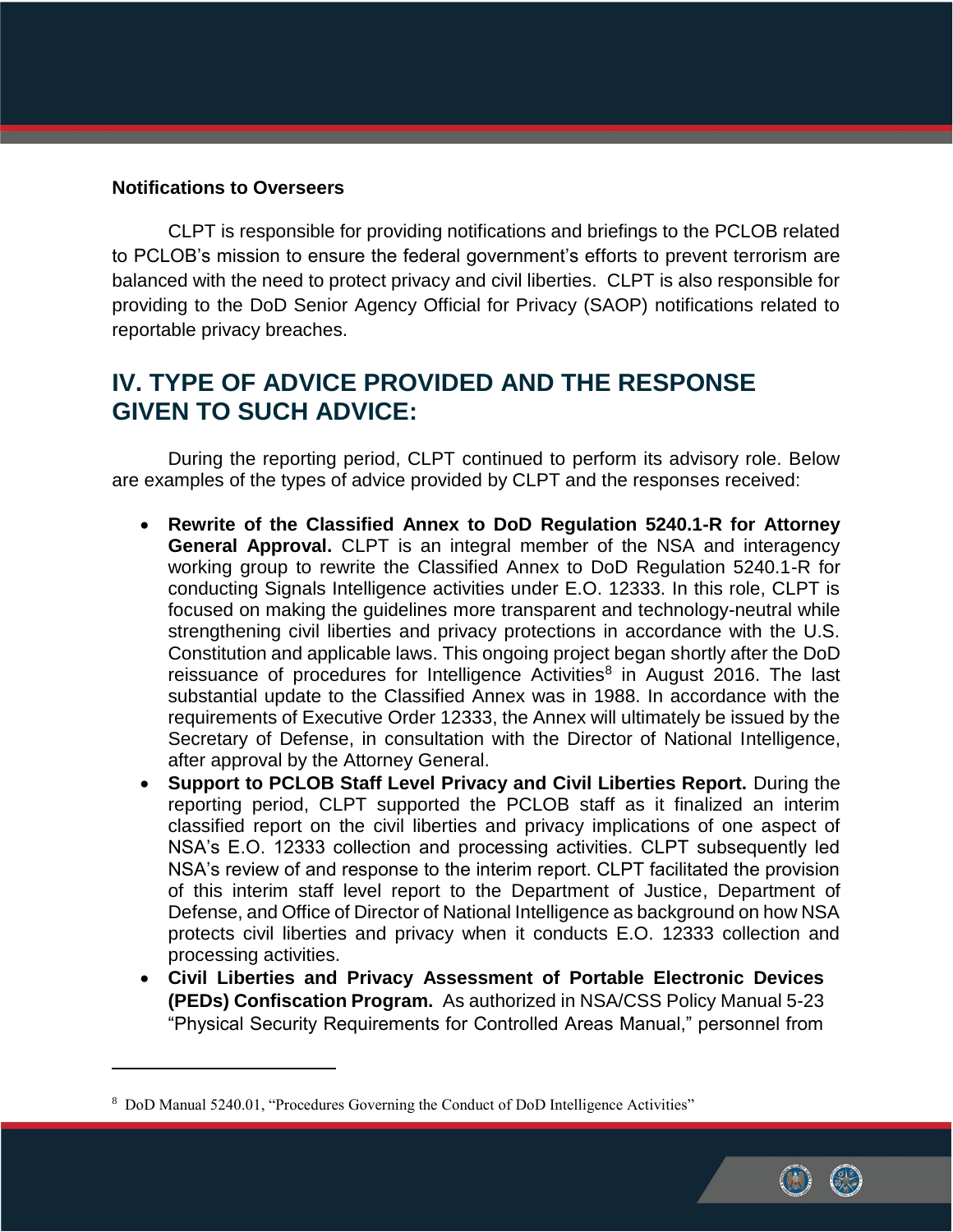**Notifications to Overseers**

CLPT is responsible for providing notifications and briefings to the PCLOB related to PCLOB's mission to ensure the federal government's efforts to prevent terrorism are balanced with the need to protect privacy and civil liberties. CLPT is also responsible for providing to the DoD Senior Agency Official for Privacy (SAOP) notifications related to reportable privacy breaches.

## IV. TYPE OF ADVICE PROVIDED AND THE RESPONSE GIVEN TO SUCH ADVICE:

During the reporting period, CLPT continued to perform its advisory role. Below are examples of the types of advice provided by CLPT and the responses received:

- **Rewrite of the Classified Annex to DoD Regulation 5240.1-R for Attorney General Approval.** CLPT is an integral member of the NSA and interagency working group to rewrite the Classified Annex to DoD Regulation 5240.1-R for conducting Signals Intelligence activities under E.O. 12333. In this role, CLPT is focused on making the guidelines more transparent and technology-neutral while strengthening civil liberties and privacy protections in accordance with the U.S. Constitution and applicable laws. This ongoing project began shortly after the DoD reissuance of procedures for Intelligence Activities[8] in August 2016. The last substantial update to the Classified Annex was in 1988. In accordance with the requirements of Executive Order 12333, the Annex will ultimately be issued by the Secretary of Defense, in consultation with the Director of National Intelligence, after approval by the Attorney General.
- **Support to PCLOB Staff Level Privacy and Civil Liberties Report.** During the reporting period, CLPT supported the PCLOB staff as it finalized an interim classified report on the civil liberties and privacy implications of one aspect of NSA's E.O. 12333 collection and processing activities. CLPT subsequently led NSA's review of and response to the interim report. CLPT facilitated the provision of this interim staff level report to the Department of Justice, Department of Defense, and Office of Director of National Intelligence as background on how NSA protects civil liberties and privacy when it conducts E.O. 12333 collection and processing activities.
- **Civil Liberties and Privacy Assessment of Portable Electronic Devices (PEDs) Confiscation Program.** As authorized in NSA/CSS Policy Manual 5-23 "Physical Security Requirements for Controlled Areas Manual," personnel from

[8] DoD Manual 5240.01, "Procedures Governing the Conduct of DoD Intelligence Activities"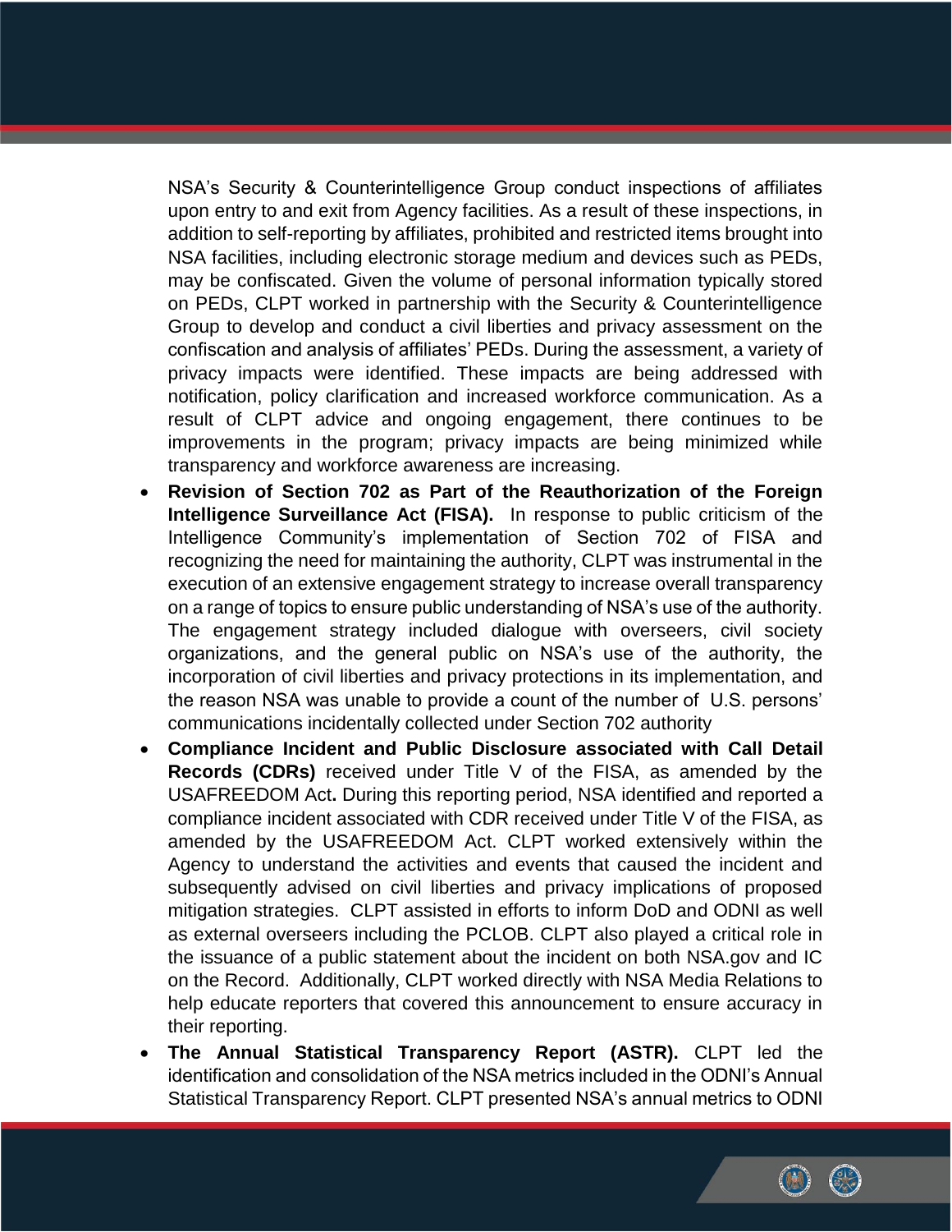NSA's Security & Counterintelligence Group conduct inspections of affiliates upon entry to and exit from Agency facilities. As a result of these inspections, in addition to self-reporting by affiliates, prohibited and restricted items brought into NSA facilities, including electronic storage medium and devices such as PEDs, may be confiscated. Given the volume of personal information typically stored on PEDs, CLPT worked in partnership with the Security & Counterintelligence Group to develop and conduct a civil liberties and privacy assessment on the confiscation and analysis of affiliates' PEDs. During the assessment, a variety of privacy impacts were identified. These impacts are being addressed with notification, policy clarification and increased workforce communication. As a result of CLPT advice and ongoing engagement, there continues to be improvements in the program; privacy impacts are being minimized while transparency and workforce awareness are increasing.

- **Revision of Section 702 as Part of the Reauthorization of the Foreign Intelligence Surveillance Act (FISA).** In response to public criticism of the Intelligence Community's implementation of Section 702 of FISA and recognizing the need for maintaining the authority, CLPT was instrumental in the execution of an extensive engagement strategy to increase overall transparency on a range of topics to ensure public understanding of NSA's use of the authority. The engagement strategy included dialogue with overseers, civil society organizations, and the general public on NSA's use of the authority, the incorporation of civil liberties and privacy protections in its implementation, and the reason NSA was unable to provide a count of the number of U.S. persons' communications incidentally collected under Section 702 authority
- **Compliance Incident and Public Disclosure associated with Call Detail Records (CDRs)** received under Title V of the FISA, as amended by the USAFREEDOM Act**.** During this reporting period, NSA identified and reported a compliance incident associated with CDR received under Title V of the FISA, as amended by the USAFREEDOM Act. CLPT worked extensively within the Agency to understand the activities and events that caused the incident and subsequently advised on civil liberties and privacy implications of proposed mitigation strategies. CLPT assisted in efforts to inform DoD and ODNI as well as external overseers including the PCLOB. CLPT also played a critical role in the issuance of a public statement about the incident on both NSA.gov and IC on the Record. Additionally, CLPT worked directly with NSA Media Relations to help educate reporters that covered this announcement to ensure accuracy in their reporting.
- **The Annual Statistical Transparency Report (ASTR).** CLPT led the identification and consolidation of the NSA metrics included in the ODNI's Annual Statistical Transparency Report. CLPT presented NSA's annual metrics to ODNI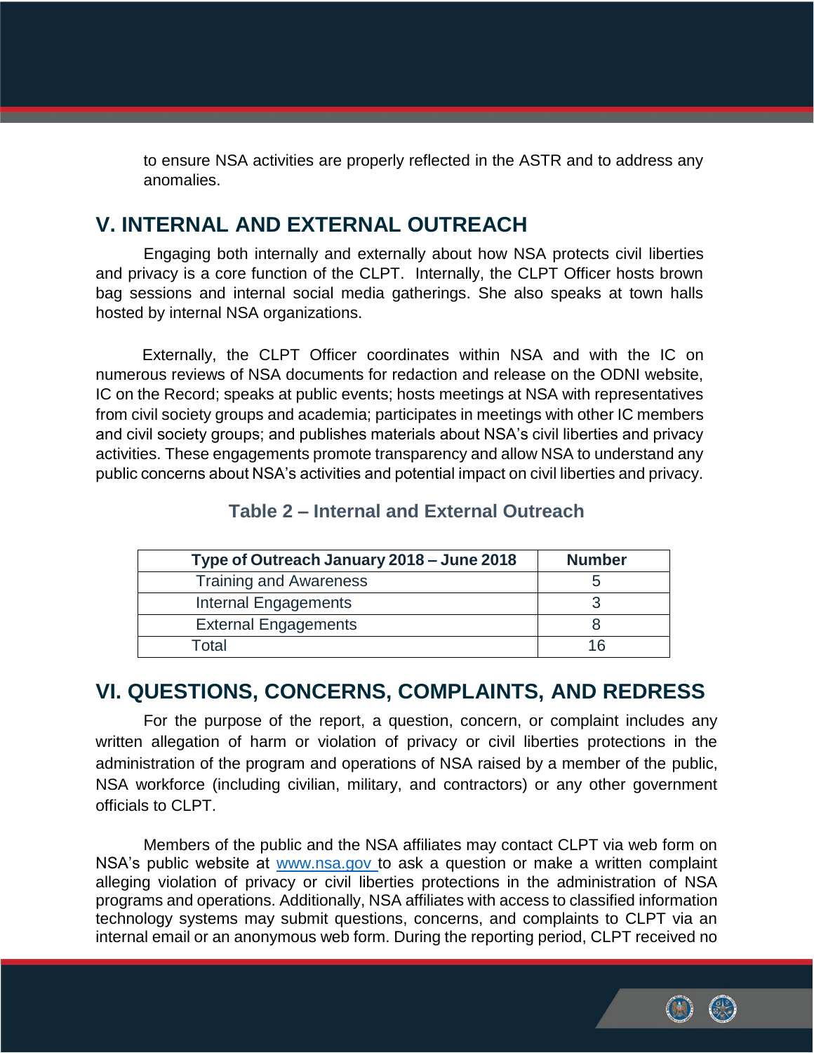to ensure NSA activities are properly reflected in the ASTR and to address any anomalies.

## V. INTERNAL AND EXTERNAL OUTREACH

Engaging both internally and externally about how NSA protects civil liberties and privacy is a core function of the CLPT. Internally, the CLPT Officer hosts brown bag sessions and internal social media gatherings. She also speaks at town halls hosted by internal NSA organizations.

Externally, the CLPT Officer coordinates within NSA and with the IC on numerous reviews of NSA documents for redaction and release on the ODNI website, IC on the Record; speaks at public events; hosts meetings at NSA with representatives from civil society groups and academia; participates in meetings with other IC members and civil society groups; and publishes materials about NSA's civil liberties and privacy activities. These engagements promote transparency and allow NSA to understand any public concerns about NSA's activities and potential impact on civil liberties and privacy.

### Table 2 – Internal and External Outreach

| Type of Outreach January 2018 – June 2018 | Number |
|---|---|
| Training and Awareness | 5 |
| Internal Engagements | 3 |
| External Engagements | 8 |
| Total | 16 |

## VI. QUESTIONS, CONCERNS, COMPLAINTS, AND REDRESS

For the purpose of the report, a question, concern, or complaint includes any written allegation of harm or violation of privacy or civil liberties protections in the administration of the program and operations of NSA raised by a member of the public, NSA workforce (including civilian, military, and contractors) or any other government officials to CLPT.

Members of the public and the NSA affiliates may contact CLPT via web form on NSA's public website at www.nsa.gov to ask a question or make a written complaint alleging violation of privacy or civil liberties protections in the administration of NSA programs and operations. Additionally, NSA affiliates with access to classified information technology systems may submit questions, concerns, and complaints to CLPT via an internal email or an anonymous web form. During the reporting period, CLPT received no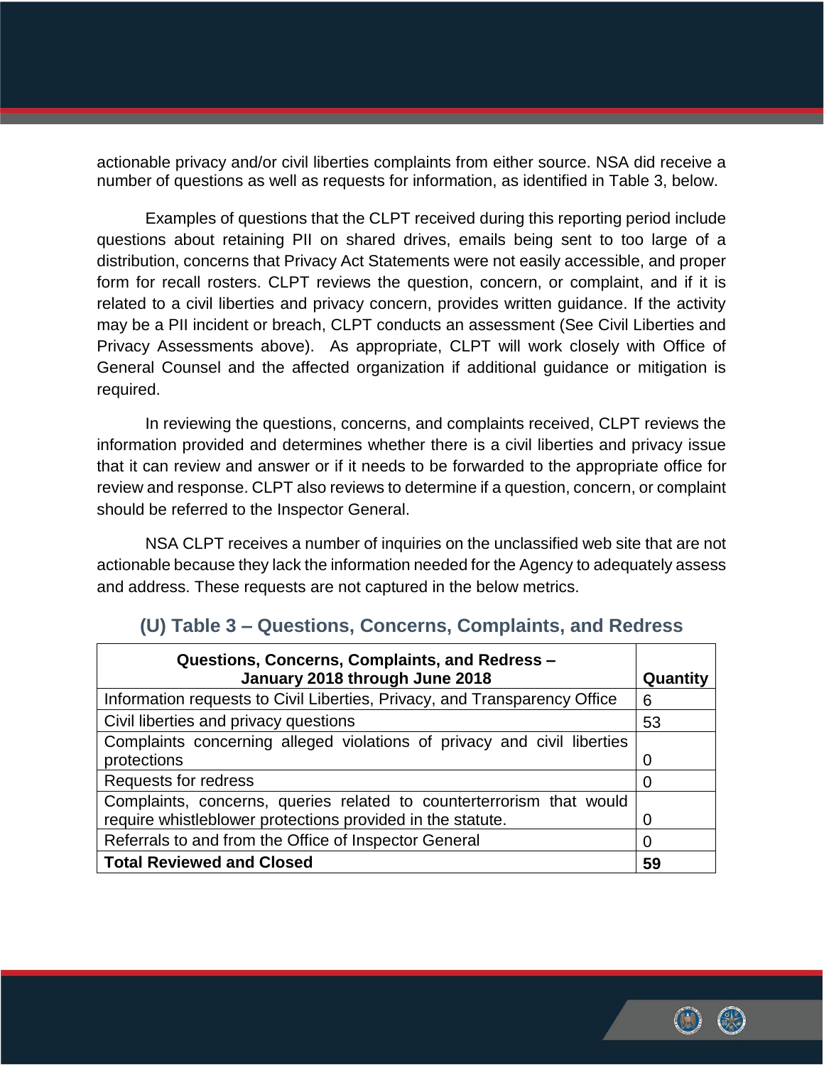actionable privacy and/or civil liberties complaints from either source. NSA did receive a number of questions as well as requests for information, as identified in Table 3, below.

Examples of questions that the CLPT received during this reporting period include questions about retaining PII on shared drives, emails being sent to too large of a distribution, concerns that Privacy Act Statements were not easily accessible, and proper form for recall rosters. CLPT reviews the question, concern, or complaint, and if it is related to a civil liberties and privacy concern, provides written guidance. If the activity may be a PII incident or breach, CLPT conducts an assessment (See Civil Liberties and Privacy Assessments above). As appropriate, CLPT will work closely with Office of General Counsel and the affected organization if additional guidance or mitigation is required.

In reviewing the questions, concerns, and complaints received, CLPT reviews the information provided and determines whether there is a civil liberties and privacy issue that it can review and answer or if it needs to be forwarded to the appropriate office for review and response. CLPT also reviews to determine if a question, concern, or complaint should be referred to the Inspector General.

NSA CLPT receives a number of inquiries on the unclassified web site that are not actionable because they lack the information needed for the Agency to adequately assess and address. These requests are not captured in the below metrics.

### (U) Table 3 – Questions, Concerns, Complaints, and Redress

| Questions, Concerns, Complaints, and Redress – January 2018 through June 2018 | Quantity |
|---|---|
| Information requests to Civil Liberties, Privacy, and Transparency Office | 6 |
| Civil liberties and privacy questions | 53 |
| Complaints concerning alleged violations of privacy and civil liberties protections | 0 |
| Requests for redress | 0 |
| Complaints, concerns, queries related to counterterrorism that would require whistleblower protections provided in the statute. | 0 |
| Referrals to and from the Office of Inspector General | 0 |
| **Total Reviewed and Closed** | **59** |